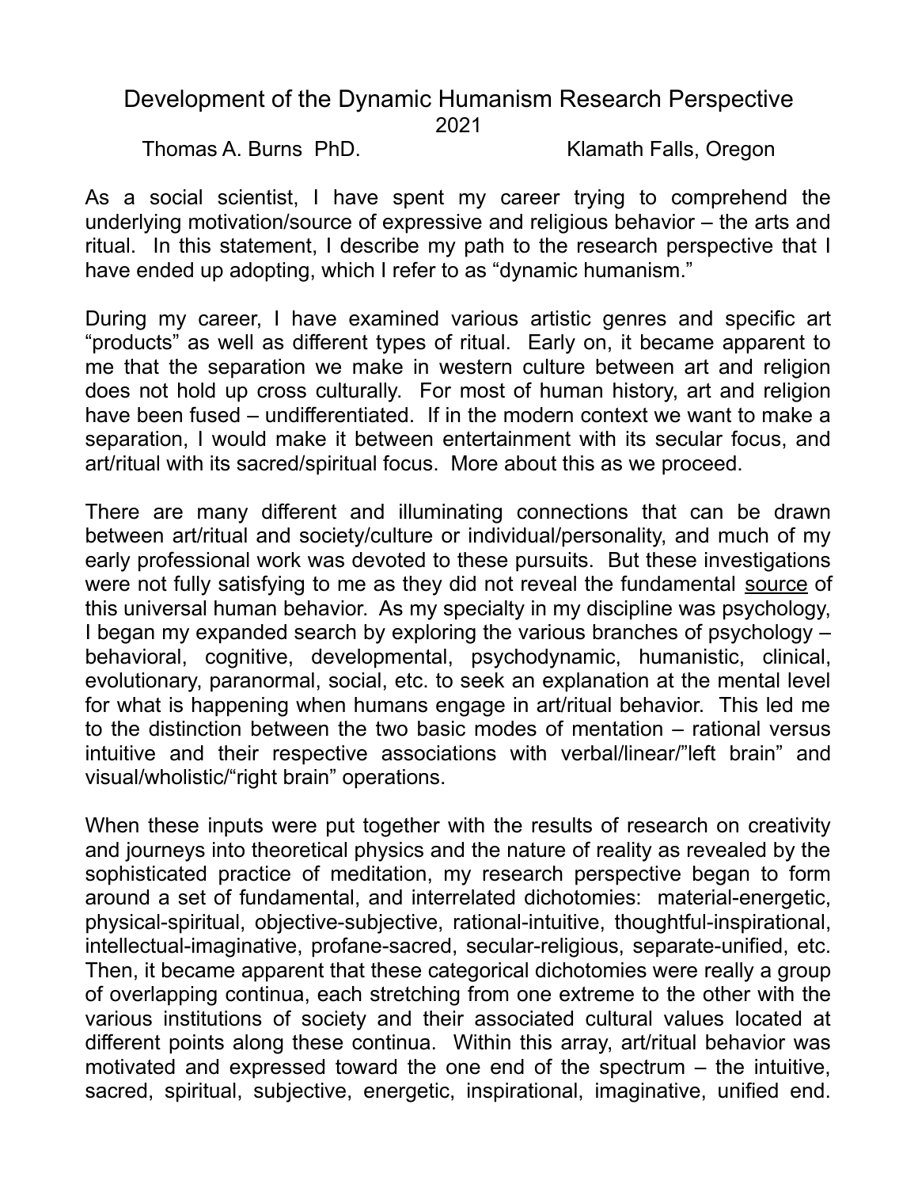# Development of the Dynamic Humanism Research Perspective

2021

Thomas A. Burns PhD. Klamath Falls, Oregon

As a social scientist, I have spent my career trying to comprehend the underlying motivation/source of expressive and religious behavior – the arts and ritual. In this statement, I describe my path to the research perspective that I have ended up adopting, which I refer to as "dynamic humanism."

During my career, I have examined various artistic genres and specific art "products" as well as different types of ritual. Early on, it became apparent to me that the separation we make in western culture between art and religion does not hold up cross culturally. For most of human history, art and religion have been fused – undifferentiated. If in the modern context we want to make a separation, I would make it between entertainment with its secular focus, and art/ritual with its sacred/spiritual focus. More about this as we proceed.

There are many different and illuminating connections that can be drawn between art/ritual and society/culture or individual/personality, and much of my early professional work was devoted to these pursuits. But these investigations were not fully satisfying to me as they did not reveal the fundamental <u>source</u> of this universal human behavior. As my specialty in my discipline was psychology, I began my expanded search by exploring the various branches of psychology – behavioral, cognitive, developmental, psychodynamic, humanistic, clinical, evolutionary, paranormal, social, etc. to seek an explanation at the mental level for what is happening when humans engage in art/ritual behavior. This led me to the distinction between the two basic modes of mentation – rational versus intuitive and their respective associations with verbal/linear/"left brain" and visual/wholistic/"right brain" operations.

When these inputs were put together with the results of research on creativity and journeys into theoretical physics and the nature of reality as revealed by the sophisticated practice of meditation, my research perspective began to form around a set of fundamental, and interrelated dichotomies: material-energetic, physical-spiritual, objective-subjective, rational-intuitive, thoughtful-inspirational, intellectual-imaginative, profane-sacred, secular-religious, separate-unified, etc. Then, it became apparent that these categorical dichotomies were really a group of overlapping continua, each stretching from one extreme to the other with the various institutions of society and their associated cultural values located at different points along these continua. Within this array, art/ritual behavior was motivated and expressed toward the one end of the spectrum – the intuitive, sacred, spiritual, subjective, energetic, inspirational, imaginative, unified end.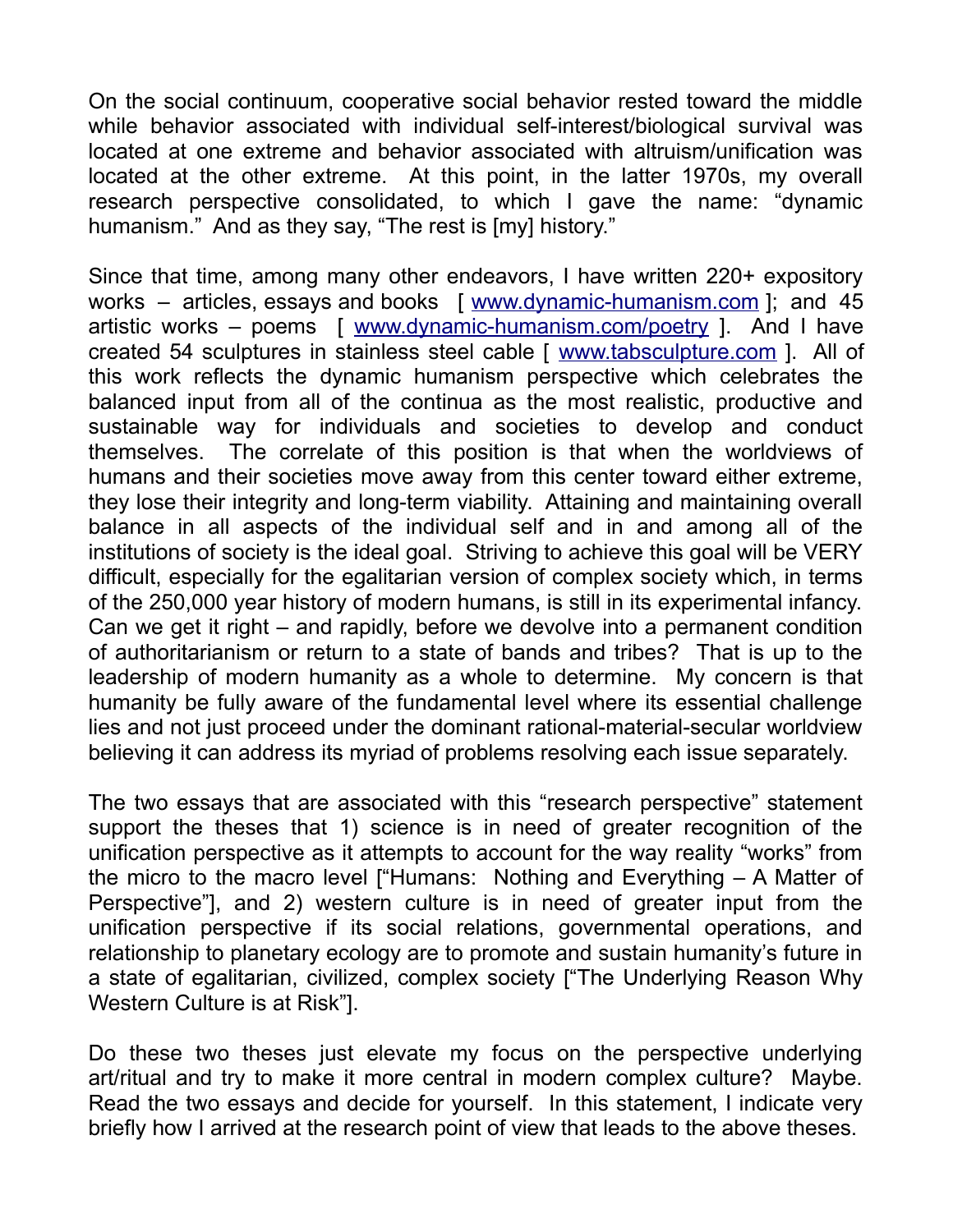On the social continuum, cooperative social behavior rested toward the middle while behavior associated with individual self-interest/biological survival was located at one extreme and behavior associated with altruism/unification was located at the other extreme. At this point, in the latter 1970s, my overall research perspective consolidated, to which I gave the name: "dynamic humanism." And as they say, "The rest is [my] history."

Since that time, among many other endeavors, I have written 220+ expository works – articles, essays and books [ www.dynamic-humanism.com ]; and 45 artistic works – poems [ www.dynamic-humanism.com/poetry ]. And I have created 54 sculptures in stainless steel cable [ www.tabsculpture.com ]. All of this work reflects the dynamic humanism perspective which celebrates the balanced input from all of the continua as the most realistic, productive and sustainable way for individuals and societies to develop and conduct themselves. The correlate of this position is that when the worldviews of humans and their societies move away from this center toward either extreme, they lose their integrity and long-term viability. Attaining and maintaining overall balance in all aspects of the individual self and in and among all of the institutions of society is the ideal goal. Striving to achieve this goal will be VERY difficult, especially for the egalitarian version of complex society which, in terms of the 250,000 year history of modern humans, is still in its experimental infancy. Can we get it right – and rapidly, before we devolve into a permanent condition of authoritarianism or return to a state of bands and tribes? That is up to the leadership of modern humanity as a whole to determine. My concern is that humanity be fully aware of the fundamental level where its essential challenge lies and not just proceed under the dominant rational-material-secular worldview believing it can address its myriad of problems resolving each issue separately.

The two essays that are associated with this "research perspective" statement support the theses that 1) science is in need of greater recognition of the unification perspective as it attempts to account for the way reality "works" from the micro to the macro level ["Humans: Nothing and Everything – A Matter of Perspective"], and 2) western culture is in need of greater input from the unification perspective if its social relations, governmental operations, and relationship to planetary ecology are to promote and sustain humanity's future in a state of egalitarian, civilized, complex society ["The Underlying Reason Why Western Culture is at Risk"].

Do these two theses just elevate my focus on the perspective underlying art/ritual and try to make it more central in modern complex culture? Maybe. Read the two essays and decide for yourself. In this statement, I indicate very briefly how I arrived at the research point of view that leads to the above theses.